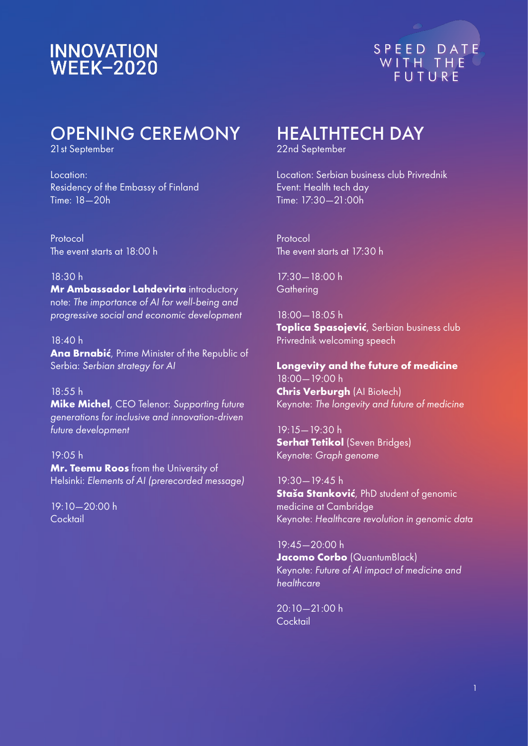# INNOVATION WEEK–2020

SPEED DATE WITH THE FUTURE

## OPENING CEREMONY

21st September

Location:
Residency of the Embassy of Finland
Time: 18—20h

Protocol
The event starts at 18:00 h

18:30 h
**Mr Ambassador Lahdevirta** introductory note: *The importance of AI for well-being and progressive social and economic development*

18:40 h
**Ana Brnabić**, Prime Minister of the Republic of Serbia: *Serbian strategy for AI*

18:55 h
**Mike Michel**, CEO Telenor: *Supporting future generations for inclusive and innovation-driven future development*

19:05 h
**Mr. Teemu Roos** from the University of Helsinki: *Elements of AI (prerecorded message)*

19:10—20:00 h
Cocktail

## HEALTHTECH DAY

22nd September

Location: Serbian business club Privrednik
Event: Health tech day
Time: 17:30—21:00h

Protocol
The event starts at 17:30 h

17:30—18:00 h
Gathering

18:00—18:05 h
**Toplica Spasojević**, Serbian business club Privrednik welcoming speech

**Longevity and the future of medicine**

18:00—19:00 h
**Chris Verburgh** (AI Biotech)
Keynote: *The longevity and future of medicine*

19:15—19:30 h
**Serhat Tetikol** (Seven Bridges)
Keynote: *Graph genome*

19:30—19:45 h
**Staša Stanković**, PhD student of genomic medicine at Cambridge
Keynote: *Healthcare revolution in genomic data*

19:45—20:00 h
**Jacomo Corbo** (QuantumBlack)
Keynote: *Future of AI impact of medicine and healthcare*

20:10—21:00 h
Cocktail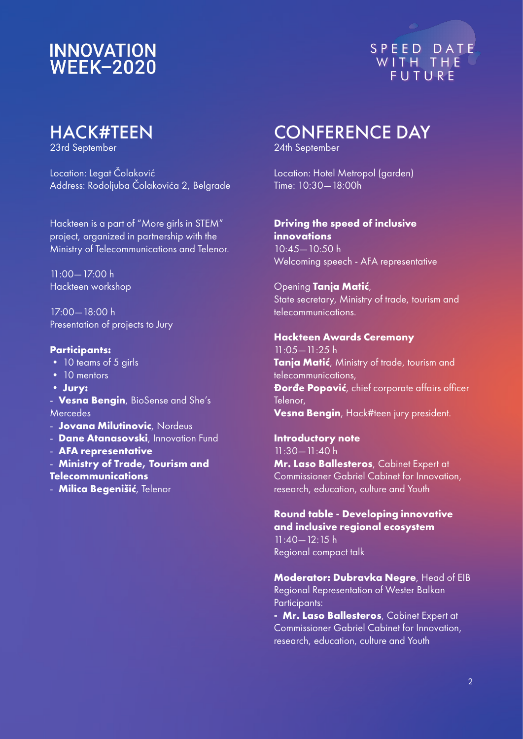# INNOVATION WEEK—2020

SPEED DATE WITH THE FUTURE

## HACK#TEEN

23rd September

Location: Legat Čolaković
Address: Rodoljuba Čolakovića 2, Belgrade

Hackteen is a part of "More girls in STEM" project, organized in partnership with the Ministry of Telecommunications and Telenor.

11:00—17:00 h
Hackteen workshop

17:00—18:00 h
Presentation of projects to Jury

**Participants:**

- 10 teams of 5 girls
- 10 mentors
- **Jury:**

- **Vesna Bengin**, BioSense and She's Mercedes
- **Jovana Milutinovic**, Nordeus
- **Dane Atanasovski**, Innovation Fund
- **AFA representative**
- **Ministry of Trade, Tourism and Telecommunications**
- **Milica Begenišić**, Telenor

## CONFERENCE DAY

24th September

Location: Hotel Metropol (garden)
Time: 10:30—18:00h

**Driving the speed of inclusive innovations**
10:45—10:50 h
Welcoming speech - AFA representative

Opening **Tanja Matić**,
State secretary, Ministry of trade, tourism and telecommunications.

**Hackteen Awards Ceremony**
11:05—11:25 h
**Tanja Matić**, Ministry of trade, tourism and telecommunications,
**Đorđe Popović**, chief corporate affairs officer Telenor,
**Vesna Bengin**, Hack#teen jury president.

**Introductory note**
11:30—11:40 h
**Mr. Laso Ballesteros**, Cabinet Expert at Commissioner Gabriel Cabinet for Innovation, research, education, culture and Youth

**Round table - Developing innovative and inclusive regional ecosystem**
11:40—12:15 h
Regional compact talk

**Moderator: Dubravka Negre**, Head of EIB Regional Representation of Wester Balkan
Participants:

**- Mr. Laso Ballesteros**, Cabinet Expert at Commissioner Gabriel Cabinet for Innovation, research, education, culture and Youth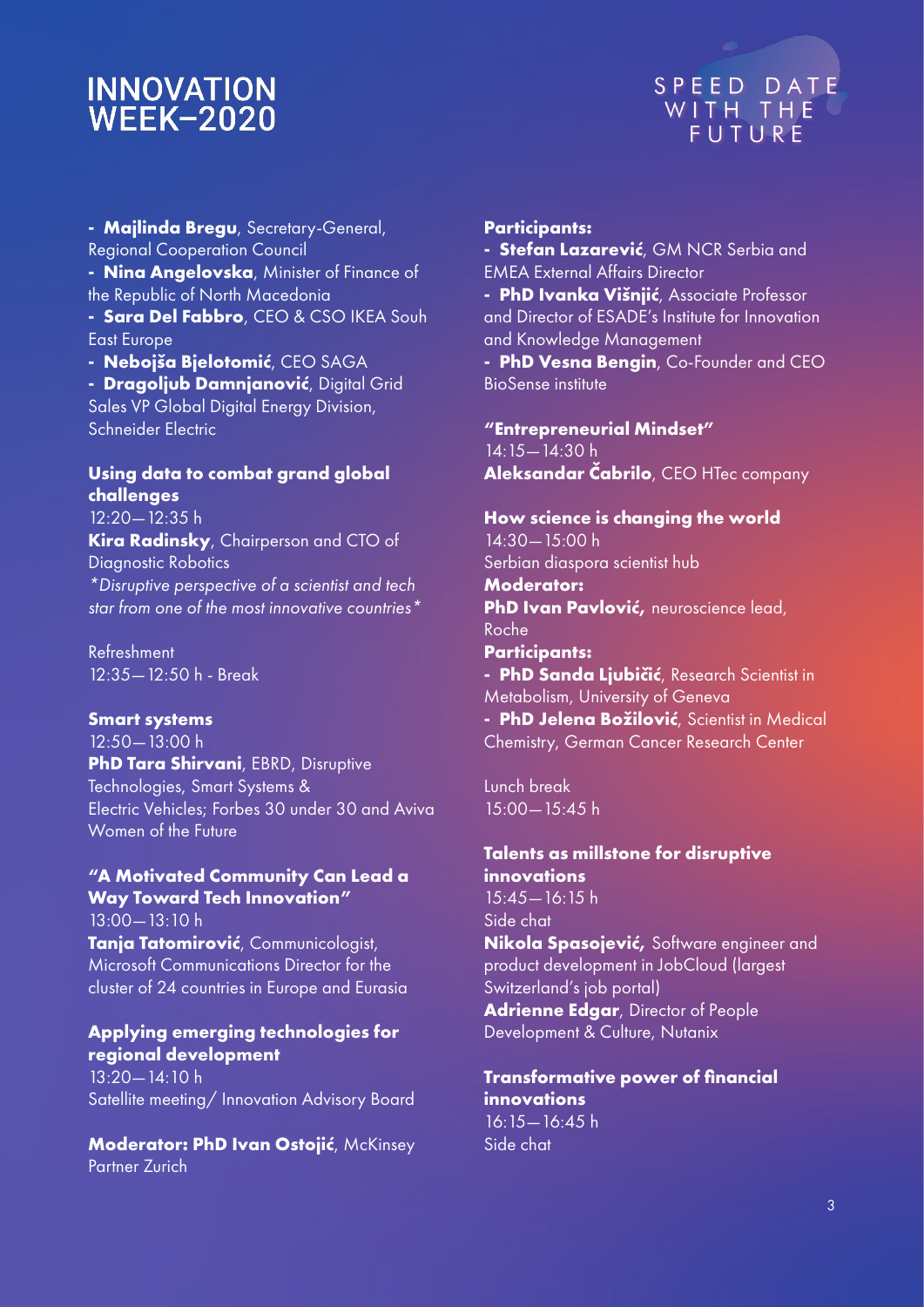- **Majlinda Bregu**, Secretary-General, Regional Cooperation Council
- **Nina Angelovska**, Minister of Finance of the Republic of North Macedonia
- **Sara Del Fabbro**, CEO & CSO IKEA Souh East Europe
- **Nebojša Bjelotomić**, CEO SAGA
- **Dragoljub Damnjanović**, Digital Grid Sales VP Global Digital Energy Division, Schneider Electric

**Using data to combat grand global challenges**
12:20—12:35 h
**Kira Radinsky**, Chairperson and CTO of Diagnostic Robotics
*Disruptive perspective of a scientist and tech star from one of the most innovative countries*

Refreshment
12:35—12:50 h - Break

**Smart systems**
12:50—13:00 h
**PhD Tara Shirvani**, EBRD, Disruptive Technologies, Smart Systems & Electric Vehicles; Forbes 30 under 30 and Aviva Women of the Future

**"A Motivated Community Can Lead a Way Toward Tech Innovation"**
13:00—13:10 h
**Tanja Tatomirović**, Communicologist, Microsoft Communications Director for the cluster of 24 countries in Europe and Eurasia

**Applying emerging technologies for regional development**
13:20—14:10 h
Satellite meeting/ Innovation Advisory Board

**Moderator: PhD Ivan Ostojić**, McKinsey Partner Zurich

**Participants:**
- **Stefan Lazarević**, GM NCR Serbia and EMEA External Affairs Director
- **PhD Ivanka Višnjić**, Associate Professor and Director of ESADE's Institute for Innovation and Knowledge Management
- **PhD Vesna Bengin**, Co-Founder and CEO BioSense institute

**"Entrepreneurial Mindset"**
14:15—14:30 h
**Aleksandar Čabrilo**, CEO HTec company

**How science is changing the world**
14:30—15:00 h
Serbian diaspora scientist hub
**Moderator:**
**PhD Ivan Pavlović,** neuroscience lead, Roche
**Participants:**
- **PhD Sanda Ljubičić**, Research Scientist in Metabolism, University of Geneva
- **PhD Jelena Božilović**, Scientist in Medical Chemistry, German Cancer Research Center

Lunch break
15:00—15:45 h

**Talents as millstone for disruptive innovations**
15:45—16:15 h
Side chat
**Nikola Spasojević,** Software engineer and product development in JobCloud (largest Switzerland's job portal)
**Adrienne Edgar**, Director of People Development & Culture, Nutanix

**Transformative power of financial innovations**
16:15—16:45 h
Side chat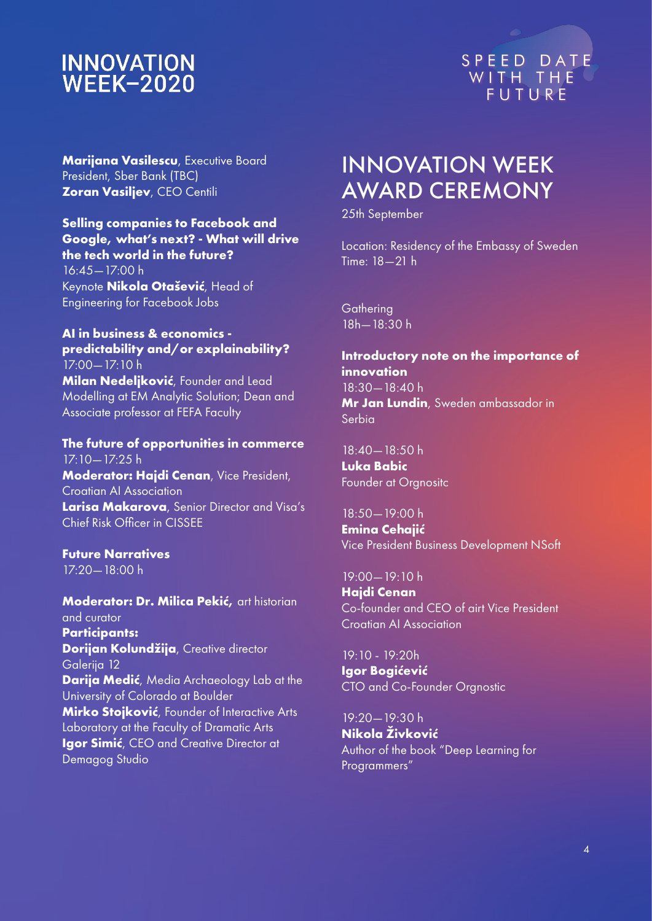**Marijana Vasilescu**, Executive Board President, Sber Bank (TBC)
**Zoran Vasiljev**, CEO Centili

**Selling companies to Facebook and Google, what's next? - What will drive the tech world in the future?**
16:45—17:00 h
Keynote **Nikola Otašević**, Head of Engineering for Facebook Jobs

**AI in business & economics - predictability and/or explainability?**
17:00—17:10 h
**Milan Nedeljković**, Founder and Lead Modelling at EM Analytic Solution; Dean and Associate professor at FEFA Faculty

**The future of opportunities in commerce**
17:10—17:25 h
**Moderator: Hajdi Cenan**, Vice President, Croatian AI Association
**Larisa Makarova**, Senior Director and Visa's Chief Risk Officer in CISSEE

**Future Narratives**
17:20—18:00 h

**Moderator: Dr. Milica Pekić,** art historian and curator
**Participants:**
**Dorijan Kolundžija**, Creative director Galerija 12
**Darija Medić**, Media Archaeology Lab at the University of Colorado at Boulder
**Mirko Stojković**, Founder of Interactive Arts Laboratory at the Faculty of Dramatic Arts
**Igor Simić**, CEO and Creative Director at Demagog Studio

# INNOVATION WEEK AWARD CEREMONY

25th September

Location: Residency of the Embassy of Sweden
Time: 18—21 h

Gathering
18h—18:30 h

**Introductory note on the importance of innovation**
18:30—18:40 h
**Mr Jan Lundin**, Sweden ambassador in Serbia

18:40—18:50 h
**Luka Babic**
Founder at Orgnositc

18:50—19:00 h
**Emina Cehajić**
Vice President Business Development NSoft

19:00—19:10 h
**Hajdi Cenan**
Co-founder and CEO of airt Vice President Croatian AI Association

19:10 - 19:20h
**Igor Bogićević**
CTO and Co-Founder Orgnostic

19:20—19:30 h
**Nikola Živković**
Author of the book "Deep Learning for Programmers"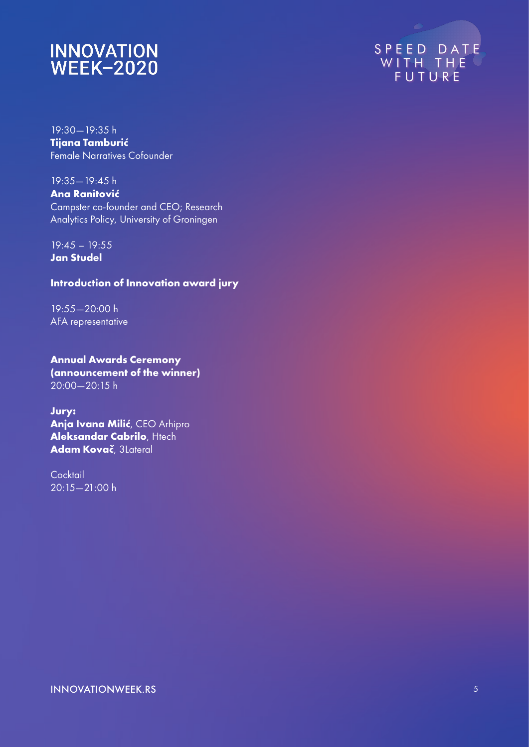19:30—19:35 h
**Tijana Tamburić**
Female Narratives Cofounder

19:35—19:45 h
**Ana Ranitović**
Campster co-founder and CEO; Research Analytics Policy, University of Groningen

19:45 – 19:55
**Jan Studel**

**Introduction of Innovation award jury**

19:55—20:00 h
AFA representative

**Annual Awards Ceremony (announcement of the winner)**
20:00—20:15 h

**Jury:**
**Anja Ivana Milić**, CEO Arhipro
**Aleksandar Cabrilo**, Htech
**Adam Kovač**, 3Lateral

Cocktail
20:15—21:00 h